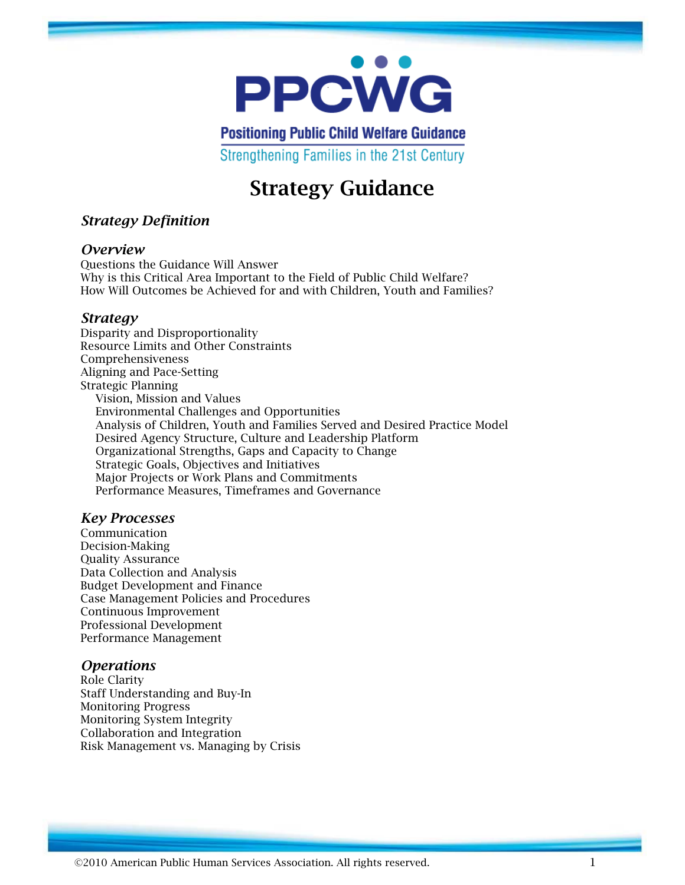# PPCWG

**Positioning Public Child Welfare Guidance**

Strengthening Families in the 21st Century

# Strategy Guidance

## *Strategy Definition*

## *Overview*

Questions the Guidance Will Answer
Why is this Critical Area Important to the Field of Public Child Welfare?
How Will Outcomes be Achieved for and with Children, Youth and Families?

## *Strategy*

Disparity and Disproportionality
Resource Limits and Other Constraints
Comprehensiveness
Aligning and Pace-Setting
Strategic Planning
- Vision, Mission and Values
- Environmental Challenges and Opportunities
- Analysis of Children, Youth and Families Served and Desired Practice Model
- Desired Agency Structure, Culture and Leadership Platform
- Organizational Strengths, Gaps and Capacity to Change
- Strategic Goals, Objectives and Initiatives
- Major Projects or Work Plans and Commitments
- Performance Measures, Timeframes and Governance

## *Key Processes*

Communication
Decision-Making
Quality Assurance
Data Collection and Analysis
Budget Development and Finance
Case Management Policies and Procedures
Continuous Improvement
Professional Development
Performance Management

## *Operations*

Role Clarity
Staff Understanding and Buy-In
Monitoring Progress
Monitoring System Integrity
Collaboration and Integration
Risk Management vs. Managing by Crisis

©2010 American Public Human Services Association. All rights reserved.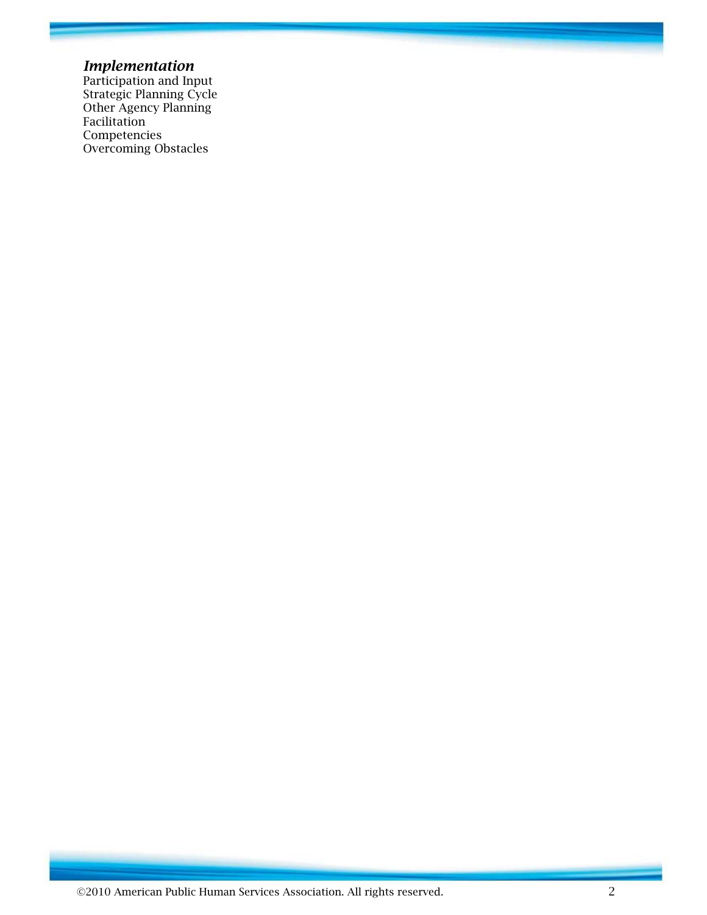***Implementation***

Participation and Input
Strategic Planning Cycle
Other Agency Planning
Facilitation
Competencies
Overcoming Obstacles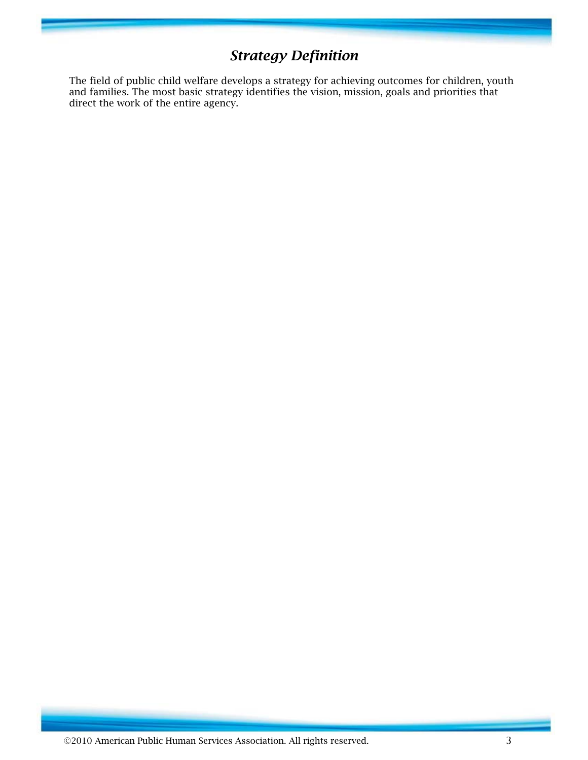# *Strategy Definition*

The field of public child welfare develops a strategy for achieving outcomes for children, youth and families. The most basic strategy identifies the vision, mission, goals and priorities that direct the work of the entire agency.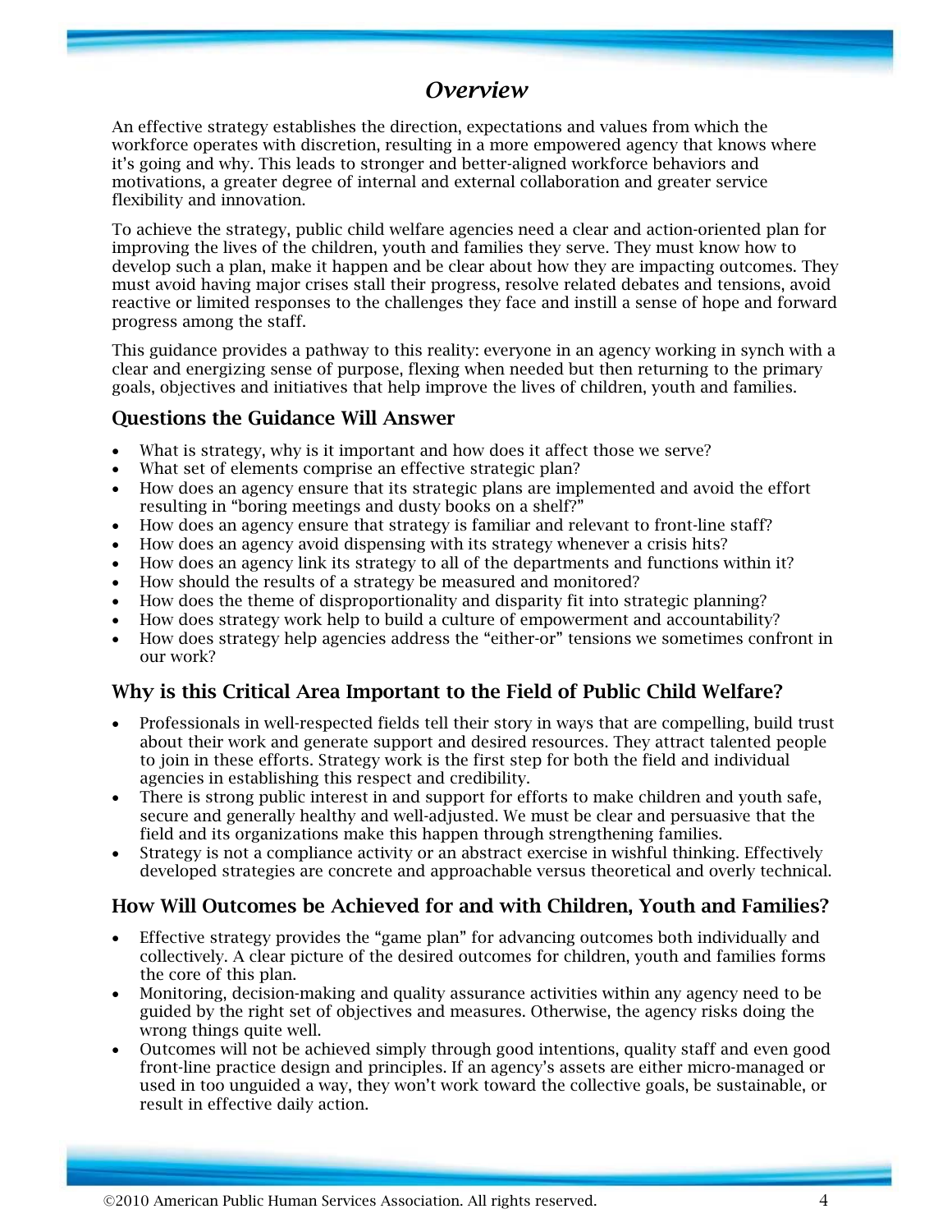# *Overview*

An effective strategy establishes the direction, expectations and values from which the workforce operates with discretion, resulting in a more empowered agency that knows where it's going and why. This leads to stronger and better-aligned workforce behaviors and motivations, a greater degree of internal and external collaboration and greater service flexibility and innovation.

To achieve the strategy, public child welfare agencies need a clear and action-oriented plan for improving the lives of the children, youth and families they serve. They must know how to develop such a plan, make it happen and be clear about how they are impacting outcomes. They must avoid having major crises stall their progress, resolve related debates and tensions, avoid reactive or limited responses to the challenges they face and instill a sense of hope and forward progress among the staff.

This guidance provides a pathway to this reality: everyone in an agency working in synch with a clear and energizing sense of purpose, flexing when needed but then returning to the primary goals, objectives and initiatives that help improve the lives of children, youth and families.

## Questions the Guidance Will Answer

- What is strategy, why is it important and how does it affect those we serve?
- What set of elements comprise an effective strategic plan?
- How does an agency ensure that its strategic plans are implemented and avoid the effort resulting in "boring meetings and dusty books on a shelf?"
- How does an agency ensure that strategy is familiar and relevant to front-line staff?
- How does an agency avoid dispensing with its strategy whenever a crisis hits?
- How does an agency link its strategy to all of the departments and functions within it?
- How should the results of a strategy be measured and monitored?
- How does the theme of disproportionality and disparity fit into strategic planning?
- How does strategy work help to build a culture of empowerment and accountability?
- How does strategy help agencies address the "either-or" tensions we sometimes confront in our work?

## Why is this Critical Area Important to the Field of Public Child Welfare?

- Professionals in well-respected fields tell their story in ways that are compelling, build trust about their work and generate support and desired resources. They attract talented people to join in these efforts. Strategy work is the first step for both the field and individual agencies in establishing this respect and credibility.
- There is strong public interest in and support for efforts to make children and youth safe, secure and generally healthy and well-adjusted. We must be clear and persuasive that the field and its organizations make this happen through strengthening families.
- Strategy is not a compliance activity or an abstract exercise in wishful thinking. Effectively developed strategies are concrete and approachable versus theoretical and overly technical.

## How Will Outcomes be Achieved for and with Children, Youth and Families?

- Effective strategy provides the "game plan" for advancing outcomes both individually and collectively. A clear picture of the desired outcomes for children, youth and families forms the core of this plan.
- Monitoring, decision-making and quality assurance activities within any agency need to be guided by the right set of objectives and measures. Otherwise, the agency risks doing the wrong things quite well.
- Outcomes will not be achieved simply through good intentions, quality staff and even good front-line practice design and principles. If an agency's assets are either micro-managed or used in too unguided a way, they won't work toward the collective goals, be sustainable, or result in effective daily action.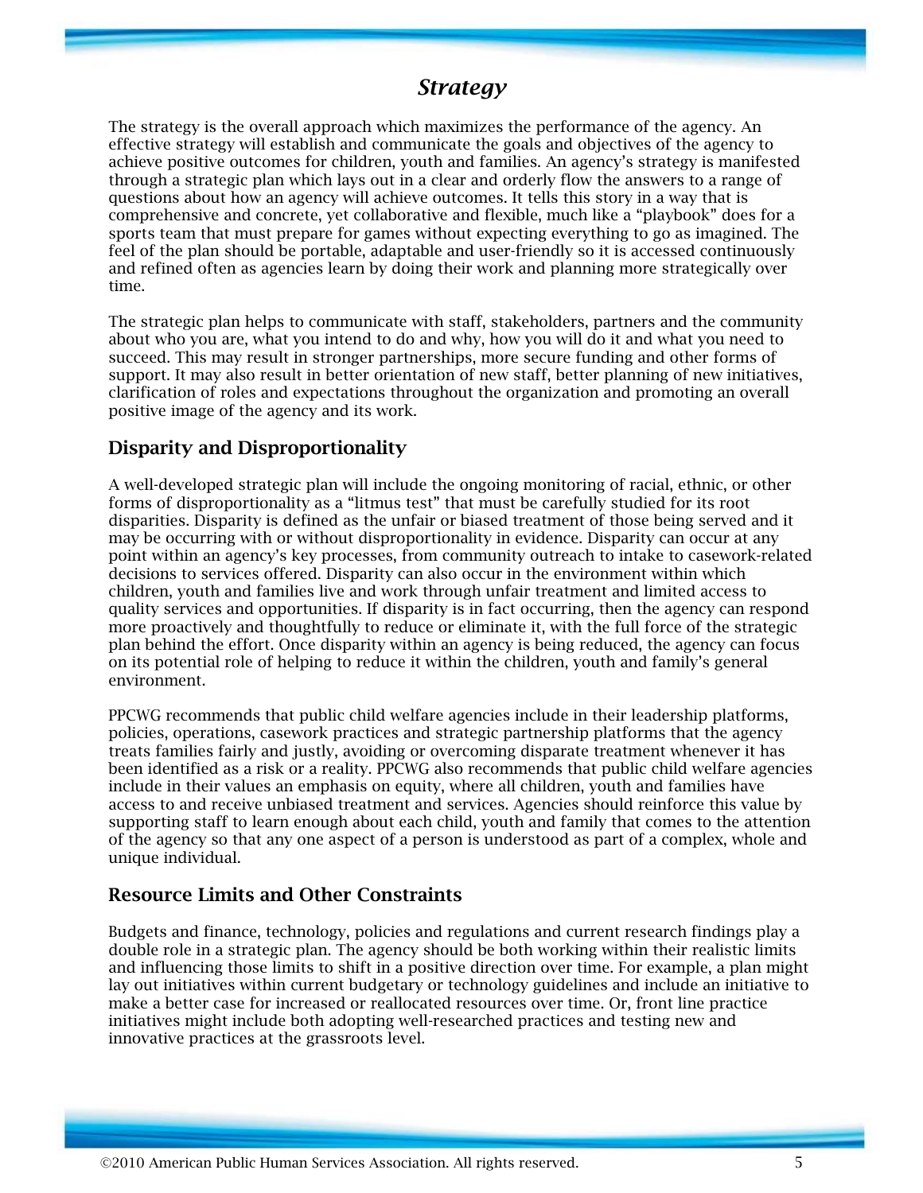# *Strategy*

The strategy is the overall approach which maximizes the performance of the agency. An effective strategy will establish and communicate the goals and objectives of the agency to achieve positive outcomes for children, youth and families. An agency's strategy is manifested through a strategic plan which lays out in a clear and orderly flow the answers to a range of questions about how an agency will achieve outcomes. It tells this story in a way that is comprehensive and concrete, yet collaborative and flexible, much like a "playbook" does for a sports team that must prepare for games without expecting everything to go as imagined. The feel of the plan should be portable, adaptable and user-friendly so it is accessed continuously and refined often as agencies learn by doing their work and planning more strategically over time.

The strategic plan helps to communicate with staff, stakeholders, partners and the community about who you are, what you intend to do and why, how you will do it and what you need to succeed. This may result in stronger partnerships, more secure funding and other forms of support. It may also result in better orientation of new staff, better planning of new initiatives, clarification of roles and expectations throughout the organization and promoting an overall positive image of the agency and its work.

## Disparity and Disproportionality

A well-developed strategic plan will include the ongoing monitoring of racial, ethnic, or other forms of disproportionality as a "litmus test" that must be carefully studied for its root disparities. Disparity is defined as the unfair or biased treatment of those being served and it may be occurring with or without disproportionality in evidence. Disparity can occur at any point within an agency's key processes, from community outreach to intake to casework-related decisions to services offered. Disparity can also occur in the environment within which children, youth and families live and work through unfair treatment and limited access to quality services and opportunities. If disparity is in fact occurring, then the agency can respond more proactively and thoughtfully to reduce or eliminate it, with the full force of the strategic plan behind the effort. Once disparity within an agency is being reduced, the agency can focus on its potential role of helping to reduce it within the children, youth and family's general environment.

PPCWG recommends that public child welfare agencies include in their leadership platforms, policies, operations, casework practices and strategic partnership platforms that the agency treats families fairly and justly, avoiding or overcoming disparate treatment whenever it has been identified as a risk or a reality. PPCWG also recommends that public child welfare agencies include in their values an emphasis on equity, where all children, youth and families have access to and receive unbiased treatment and services. Agencies should reinforce this value by supporting staff to learn enough about each child, youth and family that comes to the attention of the agency so that any one aspect of a person is understood as part of a complex, whole and unique individual.

## Resource Limits and Other Constraints

Budgets and finance, technology, policies and regulations and current research findings play a double role in a strategic plan. The agency should be both working within their realistic limits and influencing those limits to shift in a positive direction over time. For example, a plan might lay out initiatives within current budgetary or technology guidelines and include an initiative to make a better case for increased or reallocated resources over time. Or, front line practice initiatives might include both adopting well-researched practices and testing new and innovative practices at the grassroots level.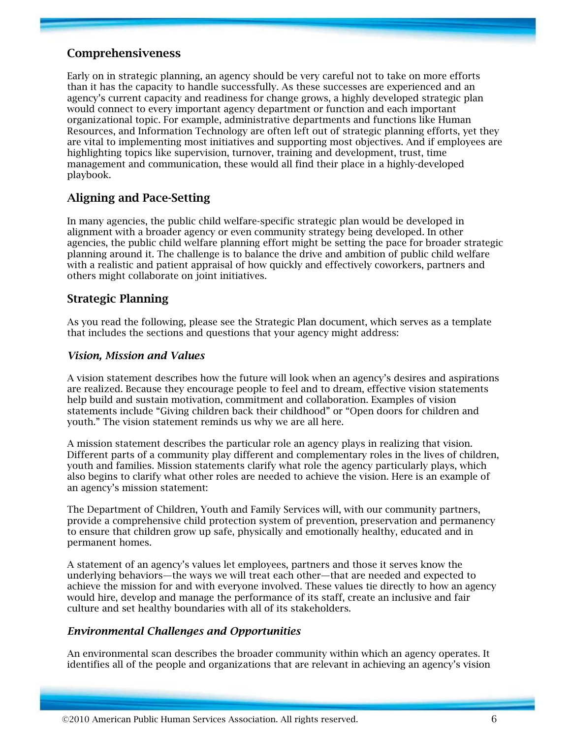## Comprehensiveness

Early on in strategic planning, an agency should be very careful not to take on more efforts than it has the capacity to handle successfully. As these successes are experienced and an agency's current capacity and readiness for change grows, a highly developed strategic plan would connect to every important agency department or function and each important organizational topic. For example, administrative departments and functions like Human Resources, and Information Technology are often left out of strategic planning efforts, yet they are vital to implementing most initiatives and supporting most objectives. And if employees are highlighting topics like supervision, turnover, training and development, trust, time management and communication, these would all find their place in a highly-developed playbook.

## Aligning and Pace-Setting

In many agencies, the public child welfare-specific strategic plan would be developed in alignment with a broader agency or even community strategy being developed. In other agencies, the public child welfare planning effort might be setting the pace for broader strategic planning around it. The challenge is to balance the drive and ambition of public child welfare with a realistic and patient appraisal of how quickly and effectively coworkers, partners and others might collaborate on joint initiatives.

## Strategic Planning

As you read the following, please see the Strategic Plan document, which serves as a template that includes the sections and questions that your agency might address:

### *Vision, Mission and Values*

A vision statement describes how the future will look when an agency's desires and aspirations are realized. Because they encourage people to feel and to dream, effective vision statements help build and sustain motivation, commitment and collaboration. Examples of vision statements include "Giving children back their childhood" or "Open doors for children and youth." The vision statement reminds us why we are all here.

A mission statement describes the particular role an agency plays in realizing that vision. Different parts of a community play different and complementary roles in the lives of children, youth and families. Mission statements clarify what role the agency particularly plays, which also begins to clarify what other roles are needed to achieve the vision. Here is an example of an agency's mission statement:

The Department of Children, Youth and Family Services will, with our community partners, provide a comprehensive child protection system of prevention, preservation and permanency to ensure that children grow up safe, physically and emotionally healthy, educated and in permanent homes.

A statement of an agency's values let employees, partners and those it serves know the underlying behaviors—the ways we will treat each other—that are needed and expected to achieve the mission for and with everyone involved. These values tie directly to how an agency would hire, develop and manage the performance of its staff, create an inclusive and fair culture and set healthy boundaries with all of its stakeholders.

### *Environmental Challenges and Opportunities*

An environmental scan describes the broader community within which an agency operates. It identifies all of the people and organizations that are relevant in achieving an agency's vision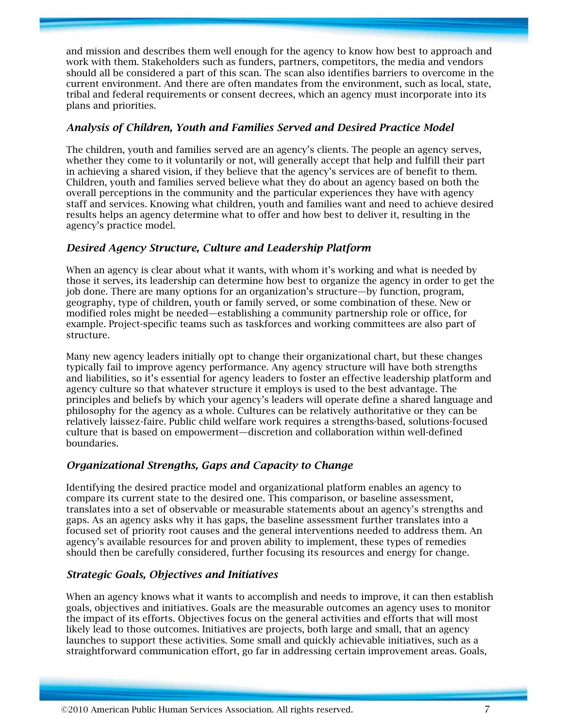and mission and describes them well enough for the agency to know how best to approach and work with them. Stakeholders such as funders, partners, competitors, the media and vendors should all be considered a part of this scan. The scan also identifies barriers to overcome in the current environment. And there are often mandates from the environment, such as local, state, tribal and federal requirements or consent decrees, which an agency must incorporate into its plans and priorities.

### *Analysis of Children, Youth and Families Served and Desired Practice Model*

The children, youth and families served are an agency's clients. The people an agency serves, whether they come to it voluntarily or not, will generally accept that help and fulfill their part in achieving a shared vision, if they believe that the agency's services are of benefit to them. Children, youth and families served believe what they do about an agency based on both the overall perceptions in the community and the particular experiences they have with agency staff and services. Knowing what children, youth and families want and need to achieve desired results helps an agency determine what to offer and how best to deliver it, resulting in the agency's practice model.

### *Desired Agency Structure, Culture and Leadership Platform*

When an agency is clear about what it wants, with whom it's working and what is needed by those it serves, its leadership can determine how best to organize the agency in order to get the job done. There are many options for an organization's structure—by function, program, geography, type of children, youth or family served, or some combination of these. New or modified roles might be needed—establishing a community partnership role or office, for example. Project-specific teams such as taskforces and working committees are also part of structure.

Many new agency leaders initially opt to change their organizational chart, but these changes typically fail to improve agency performance. Any agency structure will have both strengths and liabilities, so it's essential for agency leaders to foster an effective leadership platform and agency culture so that whatever structure it employs is used to the best advantage. The principles and beliefs by which your agency's leaders will operate define a shared language and philosophy for the agency as a whole. Cultures can be relatively authoritative or they can be relatively laissez-faire. Public child welfare work requires a strengths-based, solutions-focused culture that is based on empowerment—discretion and collaboration within well-defined boundaries.

### *Organizational Strengths, Gaps and Capacity to Change*

Identifying the desired practice model and organizational platform enables an agency to compare its current state to the desired one. This comparison, or baseline assessment, translates into a set of observable or measurable statements about an agency's strengths and gaps. As an agency asks why it has gaps, the baseline assessment further translates into a focused set of priority root causes and the general interventions needed to address them. An agency's available resources for and proven ability to implement, these types of remedies should then be carefully considered, further focusing its resources and energy for change.

### *Strategic Goals, Objectives and Initiatives*

When an agency knows what it wants to accomplish and needs to improve, it can then establish goals, objectives and initiatives. Goals are the measurable outcomes an agency uses to monitor the impact of its efforts. Objectives focus on the general activities and efforts that will most likely lead to those outcomes. Initiatives are projects, both large and small, that an agency launches to support these activities. Some small and quickly achievable initiatives, such as a straightforward communication effort, go far in addressing certain improvement areas. Goals,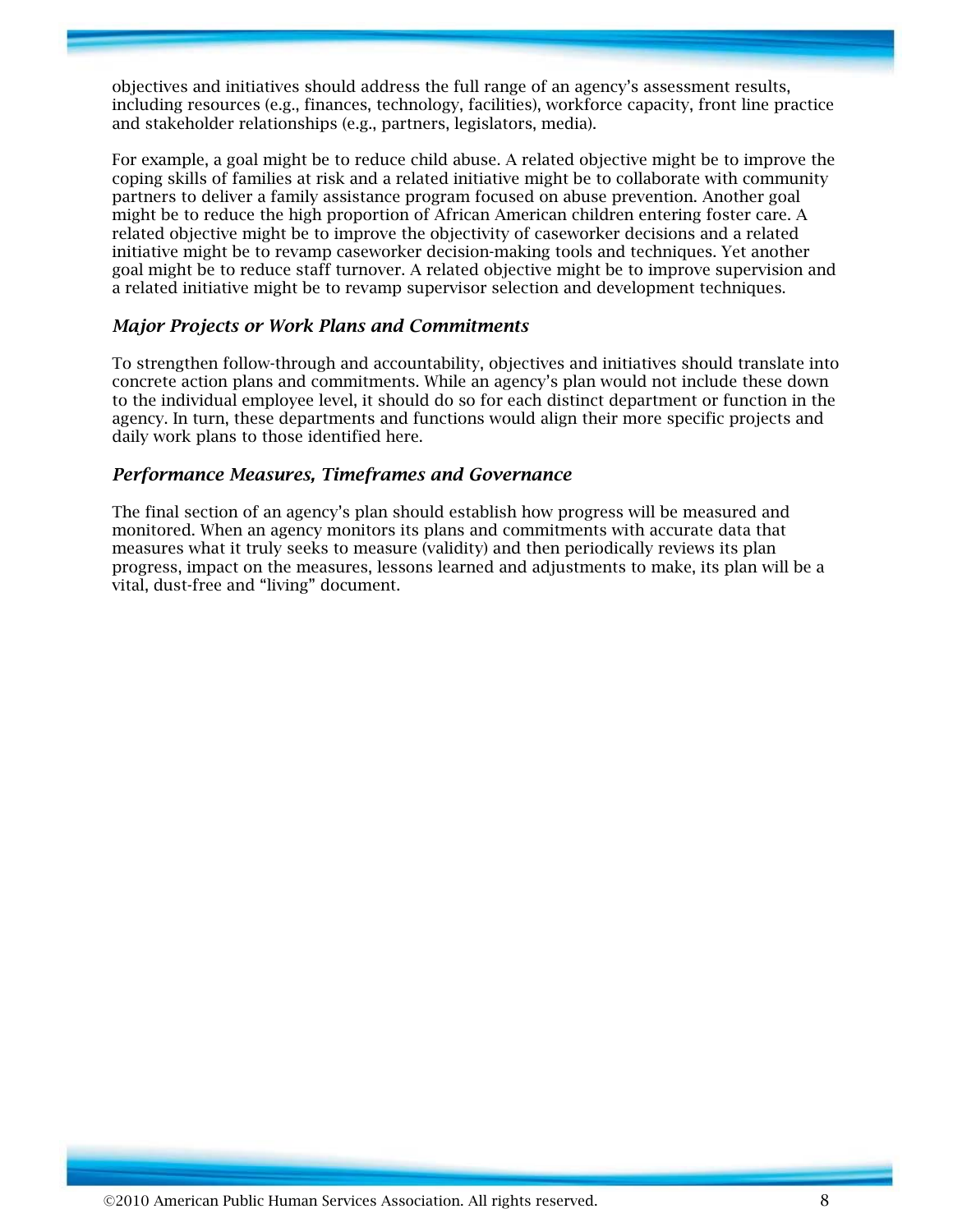objectives and initiatives should address the full range of an agency's assessment results, including resources (e.g., finances, technology, facilities), workforce capacity, front line practice and stakeholder relationships (e.g., partners, legislators, media).

For example, a goal might be to reduce child abuse. A related objective might be to improve the coping skills of families at risk and a related initiative might be to collaborate with community partners to deliver a family assistance program focused on abuse prevention. Another goal might be to reduce the high proportion of African American children entering foster care. A related objective might be to improve the objectivity of caseworker decisions and a related initiative might be to revamp caseworker decision-making tools and techniques. Yet another goal might be to reduce staff turnover. A related objective might be to improve supervision and a related initiative might be to revamp supervisor selection and development techniques.

### *Major Projects or Work Plans and Commitments*

To strengthen follow-through and accountability, objectives and initiatives should translate into concrete action plans and commitments. While an agency's plan would not include these down to the individual employee level, it should do so for each distinct department or function in the agency. In turn, these departments and functions would align their more specific projects and daily work plans to those identified here.

### *Performance Measures, Timeframes and Governance*

The final section of an agency's plan should establish how progress will be measured and monitored. When an agency monitors its plans and commitments with accurate data that measures what it truly seeks to measure (validity) and then periodically reviews its plan progress, impact on the measures, lessons learned and adjustments to make, its plan will be a vital, dust-free and "living" document.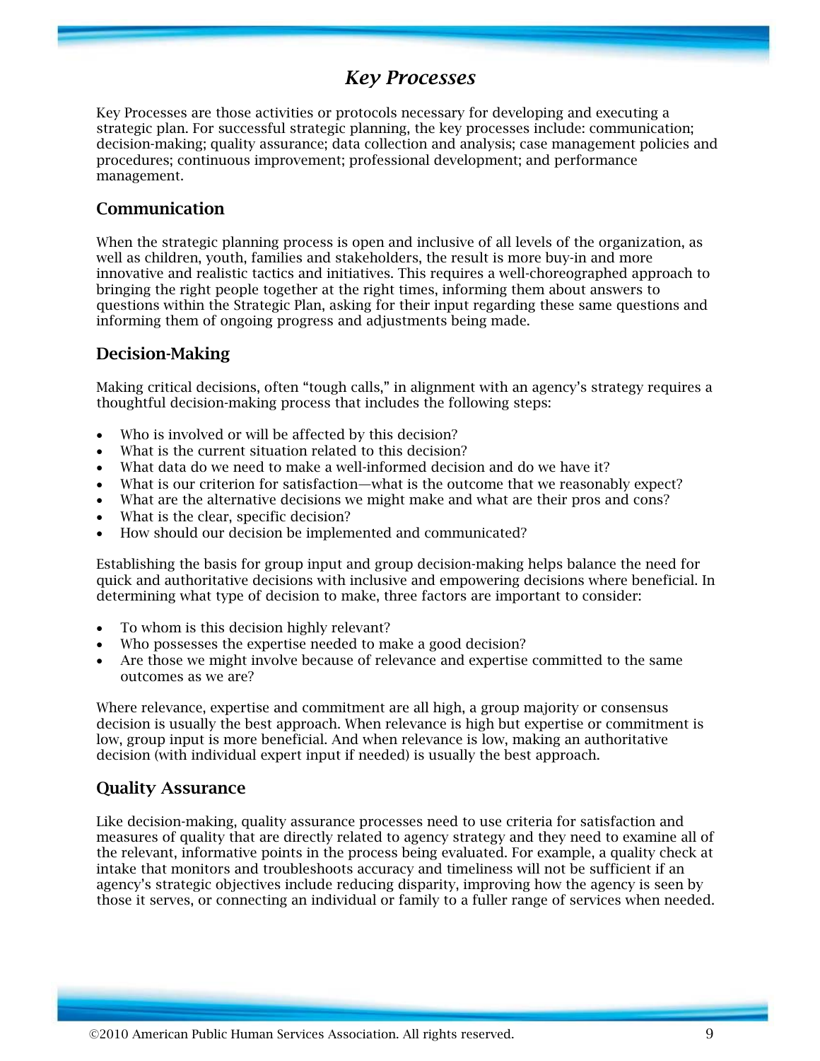# *Key Processes*

Key Processes are those activities or protocols necessary for developing and executing a strategic plan. For successful strategic planning, the key processes include: communication; decision-making; quality assurance; data collection and analysis; case management policies and procedures; continuous improvement; professional development; and performance management.

## Communication

When the strategic planning process is open and inclusive of all levels of the organization, as well as children, youth, families and stakeholders, the result is more buy-in and more innovative and realistic tactics and initiatives. This requires a well-choreographed approach to bringing the right people together at the right times, informing them about answers to questions within the Strategic Plan, asking for their input regarding these same questions and informing them of ongoing progress and adjustments being made.

## Decision-Making

Making critical decisions, often "tough calls," in alignment with an agency's strategy requires a thoughtful decision-making process that includes the following steps:

- Who is involved or will be affected by this decision?
- What is the current situation related to this decision?
- What data do we need to make a well-informed decision and do we have it?
- What is our criterion for satisfaction—what is the outcome that we reasonably expect?
- What are the alternative decisions we might make and what are their pros and cons?
- What is the clear, specific decision?
- How should our decision be implemented and communicated?

Establishing the basis for group input and group decision-making helps balance the need for quick and authoritative decisions with inclusive and empowering decisions where beneficial. In determining what type of decision to make, three factors are important to consider:

- To whom is this decision highly relevant?
- Who possesses the expertise needed to make a good decision?
- Are those we might involve because of relevance and expertise committed to the same outcomes as we are?

Where relevance, expertise and commitment are all high, a group majority or consensus decision is usually the best approach. When relevance is high but expertise or commitment is low, group input is more beneficial. And when relevance is low, making an authoritative decision (with individual expert input if needed) is usually the best approach.

## Quality Assurance

Like decision-making, quality assurance processes need to use criteria for satisfaction and measures of quality that are directly related to agency strategy and they need to examine all of the relevant, informative points in the process being evaluated. For example, a quality check at intake that monitors and troubleshoots accuracy and timeliness will not be sufficient if an agency's strategic objectives include reducing disparity, improving how the agency is seen by those it serves, or connecting an individual or family to a fuller range of services when needed.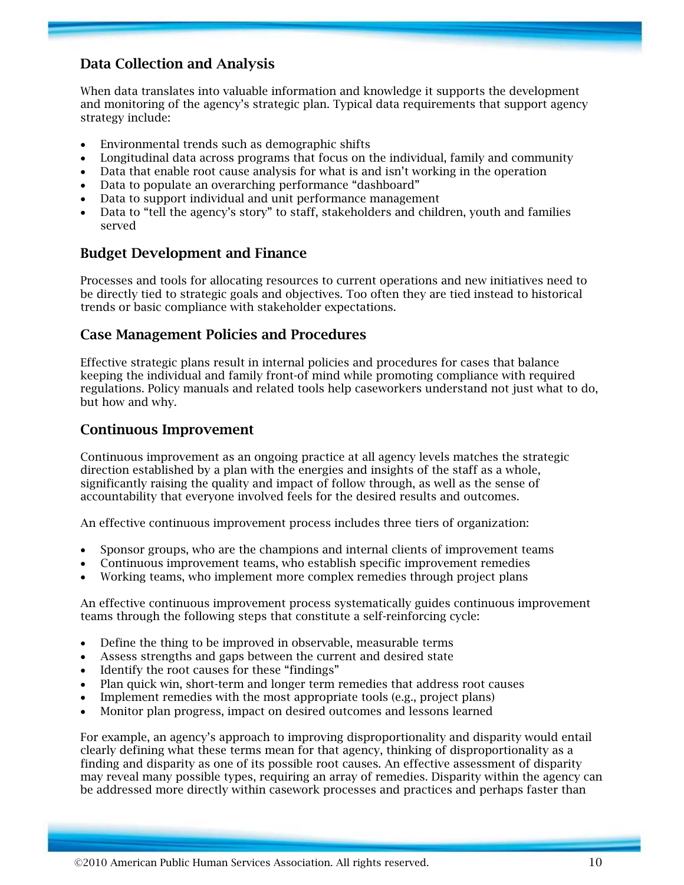## Data Collection and Analysis

When data translates into valuable information and knowledge it supports the development and monitoring of the agency's strategic plan. Typical data requirements that support agency strategy include:

- Environmental trends such as demographic shifts
- Longitudinal data across programs that focus on the individual, family and community
- Data that enable root cause analysis for what is and isn't working in the operation
- Data to populate an overarching performance "dashboard"
- Data to support individual and unit performance management
- Data to "tell the agency's story" to staff, stakeholders and children, youth and families served

## Budget Development and Finance

Processes and tools for allocating resources to current operations and new initiatives need to be directly tied to strategic goals and objectives. Too often they are tied instead to historical trends or basic compliance with stakeholder expectations.

## Case Management Policies and Procedures

Effective strategic plans result in internal policies and procedures for cases that balance keeping the individual and family front-of mind while promoting compliance with required regulations. Policy manuals and related tools help caseworkers understand not just what to do, but how and why.

## Continuous Improvement

Continuous improvement as an ongoing practice at all agency levels matches the strategic direction established by a plan with the energies and insights of the staff as a whole, significantly raising the quality and impact of follow through, as well as the sense of accountability that everyone involved feels for the desired results and outcomes.

An effective continuous improvement process includes three tiers of organization:

- Sponsor groups, who are the champions and internal clients of improvement teams
- Continuous improvement teams, who establish specific improvement remedies
- Working teams, who implement more complex remedies through project plans

An effective continuous improvement process systematically guides continuous improvement teams through the following steps that constitute a self-reinforcing cycle:

- Define the thing to be improved in observable, measurable terms
- Assess strengths and gaps between the current and desired state
- Identify the root causes for these "findings"
- Plan quick win, short-term and longer term remedies that address root causes
- Implement remedies with the most appropriate tools (e.g., project plans)
- Monitor plan progress, impact on desired outcomes and lessons learned

For example, an agency's approach to improving disproportionality and disparity would entail clearly defining what these terms mean for that agency, thinking of disproportionality as a finding and disparity as one of its possible root causes. An effective assessment of disparity may reveal many possible types, requiring an array of remedies. Disparity within the agency can be addressed more directly within casework processes and practices and perhaps faster than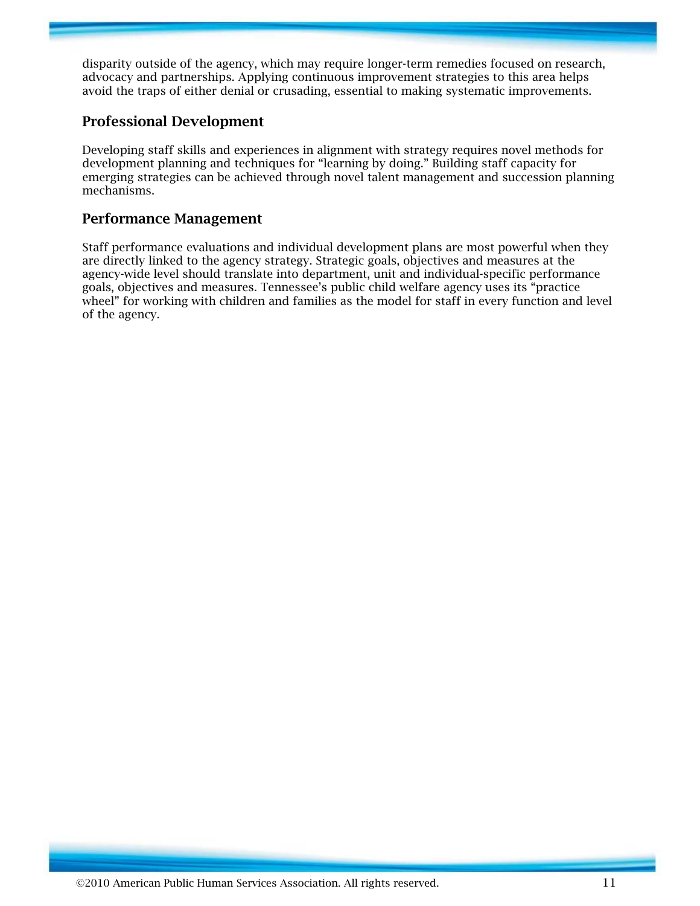disparity outside of the agency, which may require longer-term remedies focused on research, advocacy and partnerships. Applying continuous improvement strategies to this area helps avoid the traps of either denial or crusading, essential to making systematic improvements.

## Professional Development

Developing staff skills and experiences in alignment with strategy requires novel methods for development planning and techniques for "learning by doing." Building staff capacity for emerging strategies can be achieved through novel talent management and succession planning mechanisms.

## Performance Management

Staff performance evaluations and individual development plans are most powerful when they are directly linked to the agency strategy. Strategic goals, objectives and measures at the agency-wide level should translate into department, unit and individual-specific performance goals, objectives and measures. Tennessee's public child welfare agency uses its "practice wheel" for working with children and families as the model for staff in every function and level of the agency.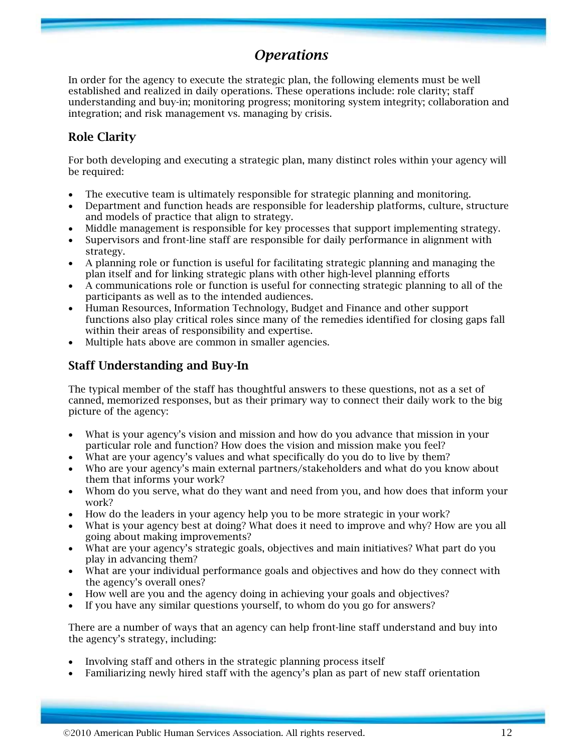# *Operations*

In order for the agency to execute the strategic plan, the following elements must be well established and realized in daily operations. These operations include: role clarity; staff understanding and buy-in; monitoring progress; monitoring system integrity; collaboration and integration; and risk management vs. managing by crisis.

## Role Clarity

For both developing and executing a strategic plan, many distinct roles within your agency will be required:

- The executive team is ultimately responsible for strategic planning and monitoring.
- Department and function heads are responsible for leadership platforms, culture, structure and models of practice that align to strategy.
- Middle management is responsible for key processes that support implementing strategy.
- Supervisors and front-line staff are responsible for daily performance in alignment with strategy.
- A planning role or function is useful for facilitating strategic planning and managing the plan itself and for linking strategic plans with other high-level planning efforts
- A communications role or function is useful for connecting strategic planning to all of the participants as well as to the intended audiences.
- Human Resources, Information Technology, Budget and Finance and other support functions also play critical roles since many of the remedies identified for closing gaps fall within their areas of responsibility and expertise.
- Multiple hats above are common in smaller agencies.

## Staff Understanding and Buy-In

The typical member of the staff has thoughtful answers to these questions, not as a set of canned, memorized responses, but as their primary way to connect their daily work to the big picture of the agency:

- What is your agency's vision and mission and how do you advance that mission in your particular role and function? How does the vision and mission make you feel?
- What are your agency's values and what specifically do you do to live by them?
- Who are your agency's main external partners/stakeholders and what do you know about them that informs your work?
- Whom do you serve, what do they want and need from you, and how does that inform your work?
- How do the leaders in your agency help you to be more strategic in your work?
- What is your agency best at doing? What does it need to improve and why? How are you all going about making improvements?
- What are your agency's strategic goals, objectives and main initiatives? What part do you play in advancing them?
- What are your individual performance goals and objectives and how do they connect with the agency's overall ones?
- How well are you and the agency doing in achieving your goals and objectives?
- If you have any similar questions yourself, to whom do you go for answers?

There are a number of ways that an agency can help front-line staff understand and buy into the agency's strategy, including:

- Involving staff and others in the strategic planning process itself
- Familiarizing newly hired staff with the agency's plan as part of new staff orientation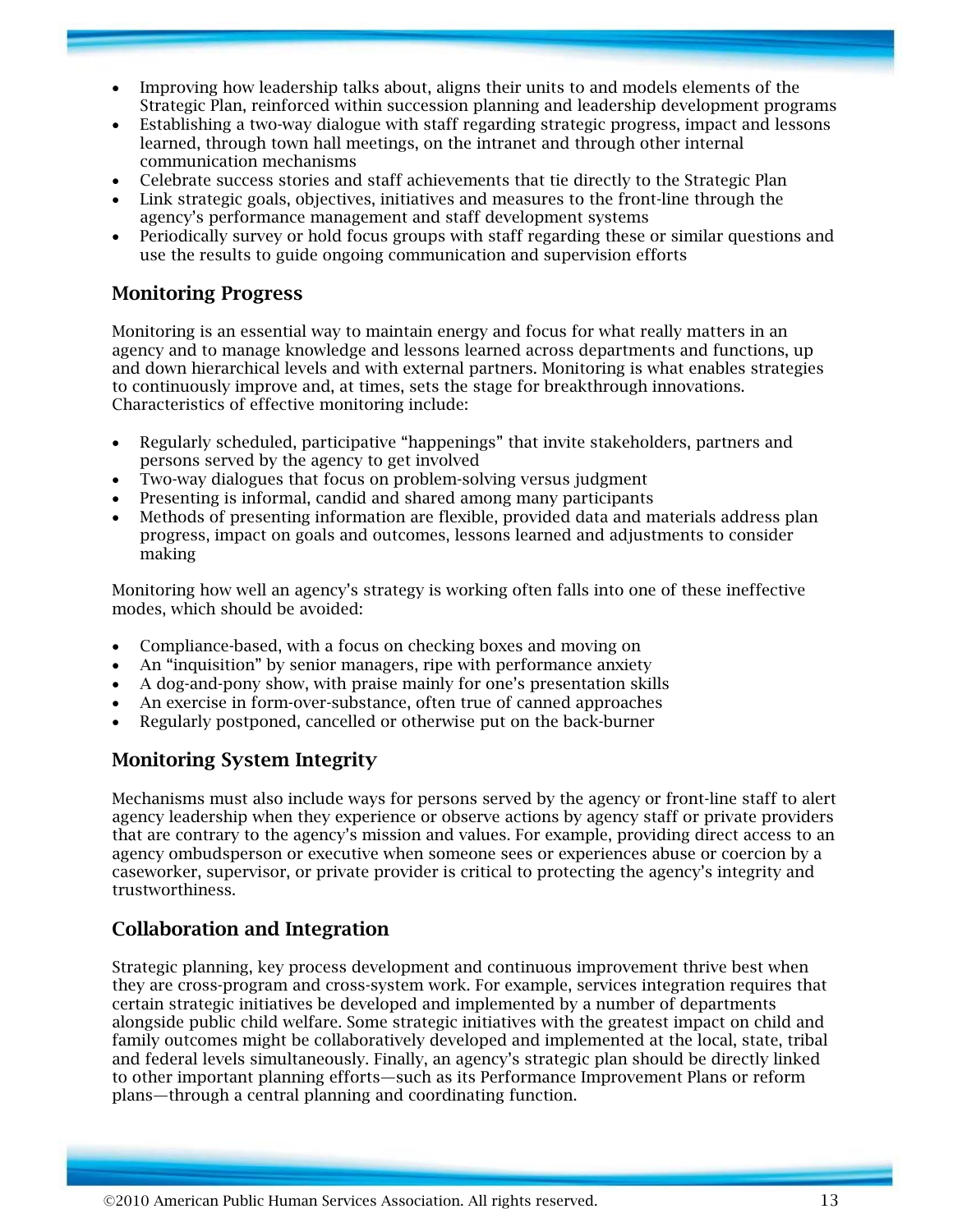- Improving how leadership talks about, aligns their units to and models elements of the Strategic Plan, reinforced within succession planning and leadership development programs
- Establishing a two-way dialogue with staff regarding strategic progress, impact and lessons learned, through town hall meetings, on the intranet and through other internal communication mechanisms
- Celebrate success stories and staff achievements that tie directly to the Strategic Plan
- Link strategic goals, objectives, initiatives and measures to the front-line through the agency's performance management and staff development systems
- Periodically survey or hold focus groups with staff regarding these or similar questions and use the results to guide ongoing communication and supervision efforts

## Monitoring Progress

Monitoring is an essential way to maintain energy and focus for what really matters in an agency and to manage knowledge and lessons learned across departments and functions, up and down hierarchical levels and with external partners. Monitoring is what enables strategies to continuously improve and, at times, sets the stage for breakthrough innovations. Characteristics of effective monitoring include:

- Regularly scheduled, participative "happenings" that invite stakeholders, partners and persons served by the agency to get involved
- Two-way dialogues that focus on problem-solving versus judgment
- Presenting is informal, candid and shared among many participants
- Methods of presenting information are flexible, provided data and materials address plan progress, impact on goals and outcomes, lessons learned and adjustments to consider making

Monitoring how well an agency's strategy is working often falls into one of these ineffective modes, which should be avoided:

- Compliance-based, with a focus on checking boxes and moving on
- An "inquisition" by senior managers, ripe with performance anxiety
- A dog-and-pony show, with praise mainly for one's presentation skills
- An exercise in form-over-substance, often true of canned approaches
- Regularly postponed, cancelled or otherwise put on the back-burner

## Monitoring System Integrity

Mechanisms must also include ways for persons served by the agency or front-line staff to alert agency leadership when they experience or observe actions by agency staff or private providers that are contrary to the agency's mission and values. For example, providing direct access to an agency ombudsperson or executive when someone sees or experiences abuse or coercion by a caseworker, supervisor, or private provider is critical to protecting the agency's integrity and trustworthiness.

## Collaboration and Integration

Strategic planning, key process development and continuous improvement thrive best when they are cross-program and cross-system work. For example, services integration requires that certain strategic initiatives be developed and implemented by a number of departments alongside public child welfare. Some strategic initiatives with the greatest impact on child and family outcomes might be collaboratively developed and implemented at the local, state, tribal and federal levels simultaneously. Finally, an agency's strategic plan should be directly linked to other important planning efforts—such as its Performance Improvement Plans or reform plans—through a central planning and coordinating function.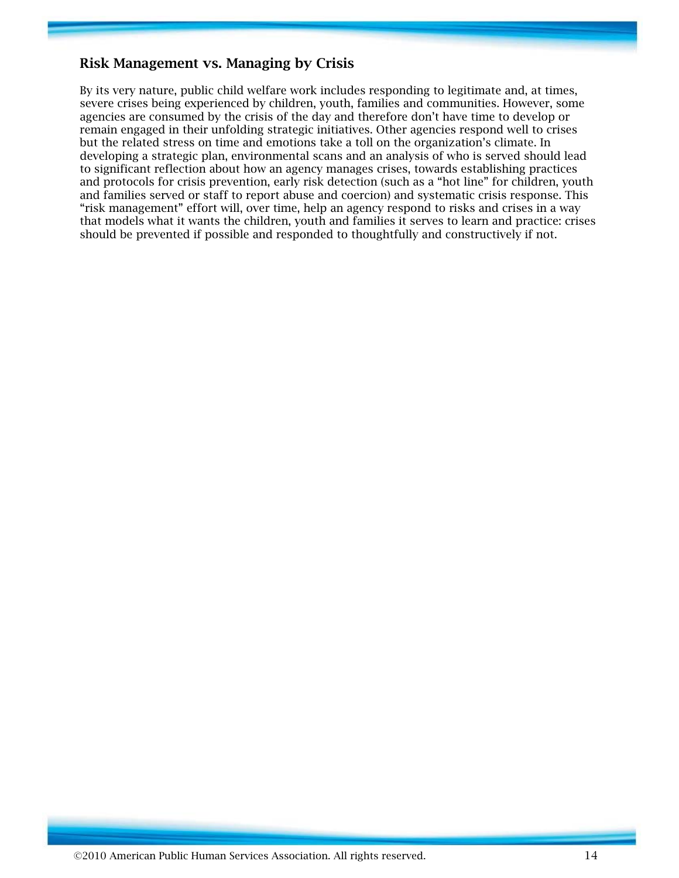## Risk Management vs. Managing by Crisis

By its very nature, public child welfare work includes responding to legitimate and, at times, severe crises being experienced by children, youth, families and communities. However, some agencies are consumed by the crisis of the day and therefore don't have time to develop or remain engaged in their unfolding strategic initiatives. Other agencies respond well to crises but the related stress on time and emotions take a toll on the organization's climate. In developing a strategic plan, environmental scans and an analysis of who is served should lead to significant reflection about how an agency manages crises, towards establishing practices and protocols for crisis prevention, early risk detection (such as a "hot line" for children, youth and families served or staff to report abuse and coercion) and systematic crisis response. This "risk management" effort will, over time, help an agency respond to risks and crises in a way that models what it wants the children, youth and families it serves to learn and practice: crises should be prevented if possible and responded to thoughtfully and constructively if not.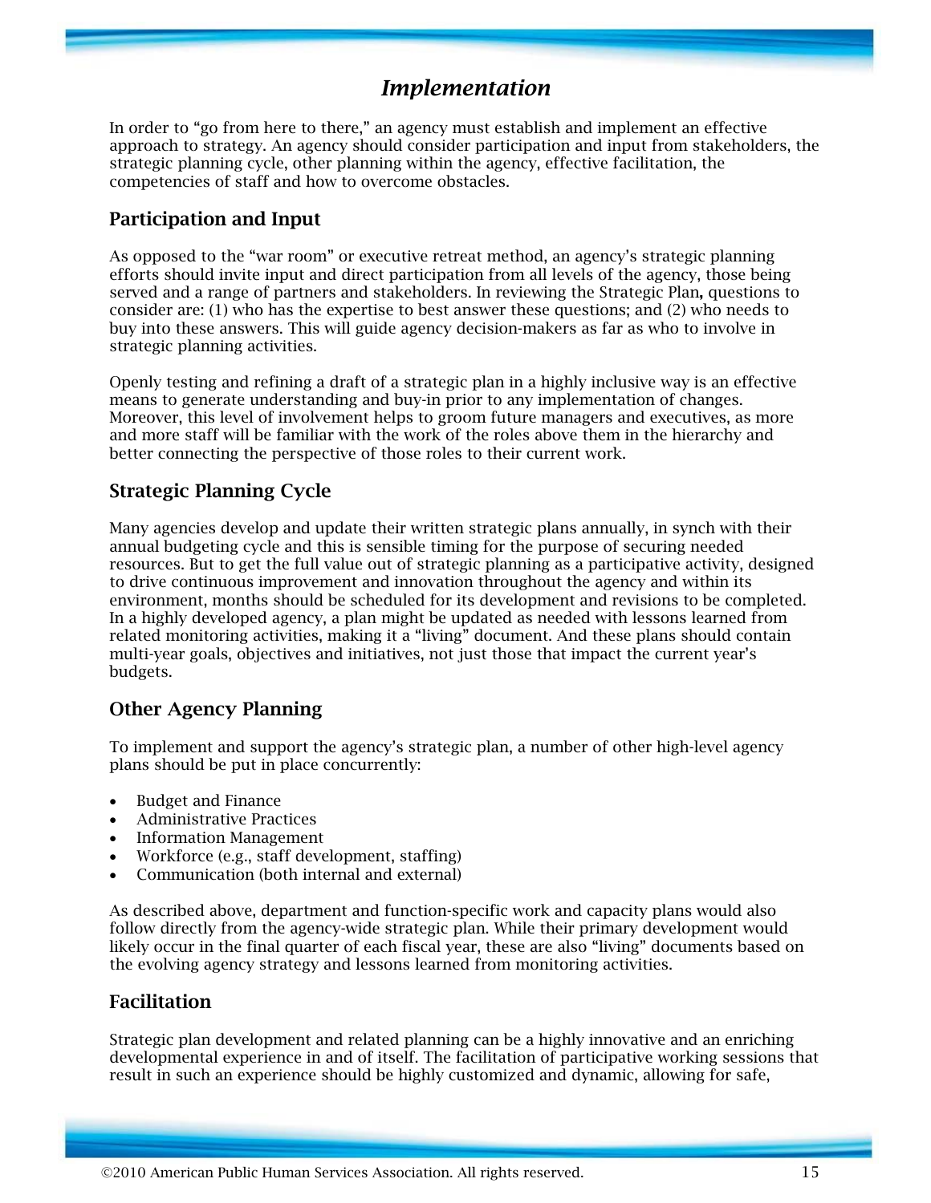# *Implementation*

In order to "go from here to there," an agency must establish and implement an effective approach to strategy. An agency should consider participation and input from stakeholders, the strategic planning cycle, other planning within the agency, effective facilitation, the competencies of staff and how to overcome obstacles.

## Participation and Input

As opposed to the "war room" or executive retreat method, an agency's strategic planning efforts should invite input and direct participation from all levels of the agency, those being served and a range of partners and stakeholders. In reviewing the Strategic Plan**,** questions to consider are: (1) who has the expertise to best answer these questions; and (2) who needs to buy into these answers. This will guide agency decision-makers as far as who to involve in strategic planning activities.

Openly testing and refining a draft of a strategic plan in a highly inclusive way is an effective means to generate understanding and buy-in prior to any implementation of changes. Moreover, this level of involvement helps to groom future managers and executives, as more and more staff will be familiar with the work of the roles above them in the hierarchy and better connecting the perspective of those roles to their current work.

## Strategic Planning Cycle

Many agencies develop and update their written strategic plans annually, in synch with their annual budgeting cycle and this is sensible timing for the purpose of securing needed resources. But to get the full value out of strategic planning as a participative activity, designed to drive continuous improvement and innovation throughout the agency and within its environment, months should be scheduled for its development and revisions to be completed. In a highly developed agency, a plan might be updated as needed with lessons learned from related monitoring activities, making it a "living" document. And these plans should contain multi-year goals, objectives and initiatives, not just those that impact the current year's budgets.

## Other Agency Planning

To implement and support the agency's strategic plan, a number of other high-level agency plans should be put in place concurrently:

- Budget and Finance
- Administrative Practices
- Information Management
- Workforce (e.g., staff development, staffing)
- Communication (both internal and external)

As described above, department and function-specific work and capacity plans would also follow directly from the agency-wide strategic plan. While their primary development would likely occur in the final quarter of each fiscal year, these are also "living" documents based on the evolving agency strategy and lessons learned from monitoring activities.

## Facilitation

Strategic plan development and related planning can be a highly innovative and an enriching developmental experience in and of itself. The facilitation of participative working sessions that result in such an experience should be highly customized and dynamic, allowing for safe,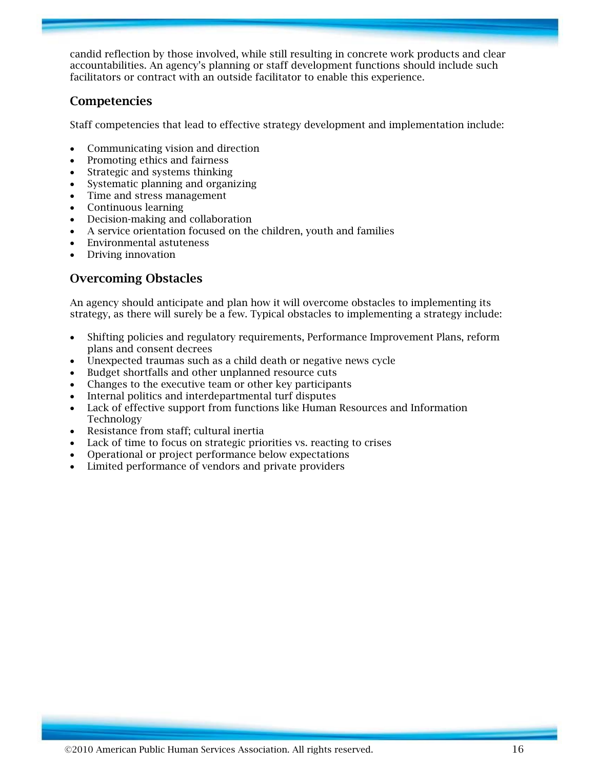candid reflection by those involved, while still resulting in concrete work products and clear accountabilities. An agency's planning or staff development functions should include such facilitators or contract with an outside facilitator to enable this experience.

## Competencies

Staff competencies that lead to effective strategy development and implementation include:

- Communicating vision and direction
- Promoting ethics and fairness
- Strategic and systems thinking
- Systematic planning and organizing
- Time and stress management
- Continuous learning
- Decision-making and collaboration
- A service orientation focused on the children, youth and families
- Environmental astuteness
- Driving innovation

## Overcoming Obstacles

An agency should anticipate and plan how it will overcome obstacles to implementing its strategy, as there will surely be a few. Typical obstacles to implementing a strategy include:

- Shifting policies and regulatory requirements, Performance Improvement Plans, reform plans and consent decrees
- Unexpected traumas such as a child death or negative news cycle
- Budget shortfalls and other unplanned resource cuts
- Changes to the executive team or other key participants
- Internal politics and interdepartmental turf disputes
- Lack of effective support from functions like Human Resources and Information Technology
- Resistance from staff; cultural inertia
- Lack of time to focus on strategic priorities vs. reacting to crises
- Operational or project performance below expectations
- Limited performance of vendors and private providers